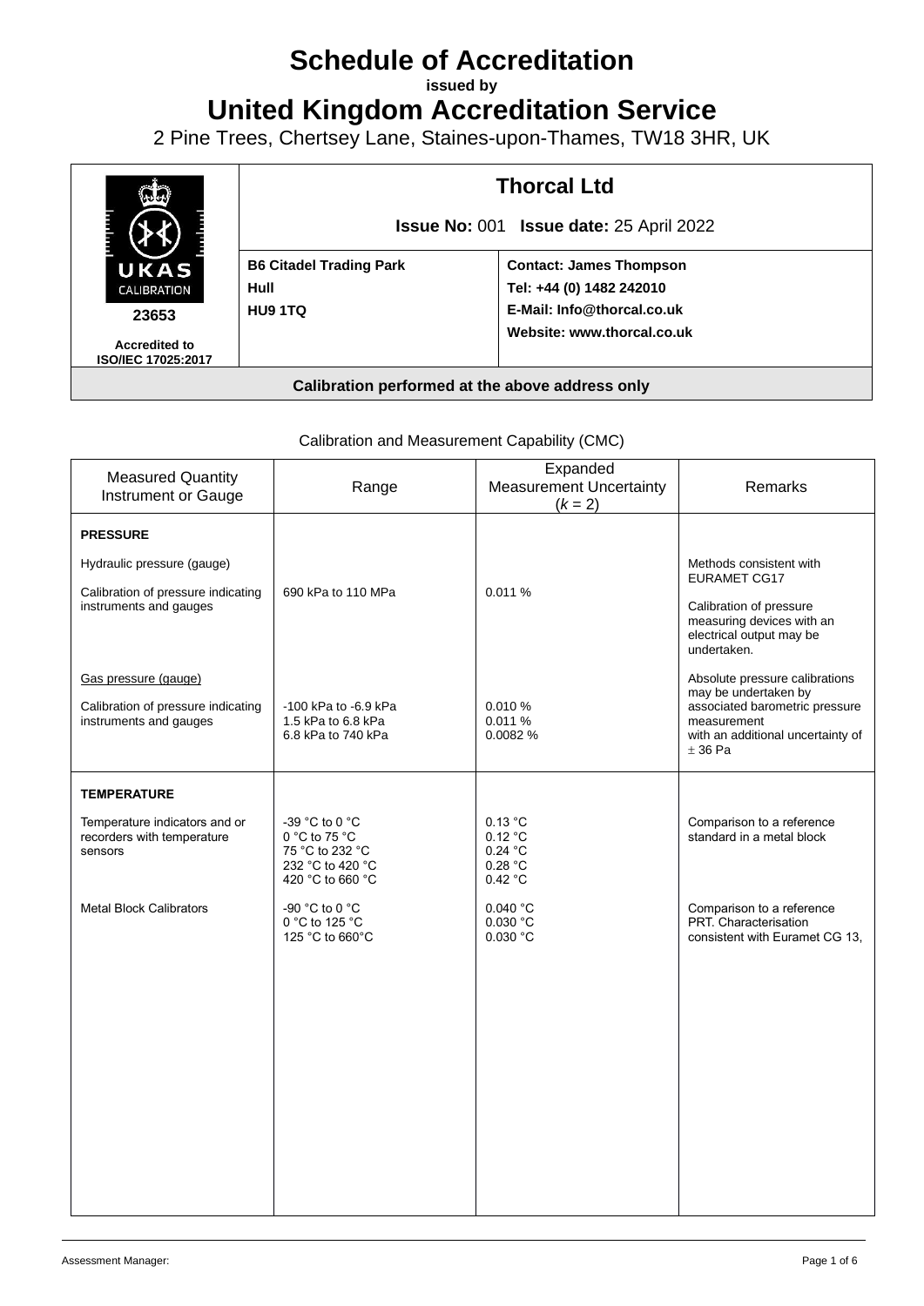# Schedule of Accreditation

**issued by**

# United Kingdom Accreditation Service

2 Pine Trees, Chertsey Lane, Staines-upon-Thames, TW18 3HR, UK

| UKAS CALIBRATION **23653** **Accredited to ISO/IEC 17025:2017** | **Thorcal Ltd** **Issue No:** 001 **Issue date:** 25 April 2022 | |
|---|---|---|
| | **B6 Citadel Trading Park** **Hull** **HU9 1TQ** | **Contact: James Thompson** **Tel: +44 (0) 1482 242010** **E-Mail: Info@thorcal.co.uk** **Website: www.thorcal.co.uk** |
| **Calibration performed at the above address only** | | |

Calibration and Measurement Capability (CMC)

| Measured Quantity Instrument or Gauge | Range | Expanded Measurement Uncertainty ($k$ = 2) | Remarks |
|---|---|---|---|
| **PRESSURE** | | | |
| Hydraulic pressure (gauge) | | | Methods consistent with EURAMET CG17 |
| Calibration of pressure indicating instruments and gauges | 690 kPa to 110 MPa | 0.011 % | Calibration of pressure measuring devices with an electrical output may be undertaken. |
| Gas pressure (gauge) | | | Absolute pressure calibrations may be undertaken by associated barometric pressure measurement with an additional uncertainty of ± 36 Pa |
| Calibration of pressure indicating instruments and gauges | -100 kPa to -6.9 kPa<br>1.5 kPa to 6.8 kPa<br>6.8 kPa to 740 kPa | 0.010 %<br>0.011 %<br>0.0082 % | |
| **TEMPERATURE** | | | |
| Temperature indicators and or recorders with temperature sensors | -39 °C to 0 °C<br>0 °C to 75 °C<br>75 °C to 232 °C<br>232 °C to 420 °C<br>420 °C to 660 °C | 0.13 °C<br>0.12 °C<br>0.24 °C<br>0.28 °C<br>0.42 °C | Comparison to a reference standard in a metal block |
| Metal Block Calibrators | -90 °C to 0 °C<br>0 °C to 125 °C<br>125 °C to 660°C | 0.040 °C<br>0.030 °C<br>0.030 °C | Comparison to a reference PRT. Characterisation consistent with Euramet CG 13, |

Assessment Manager: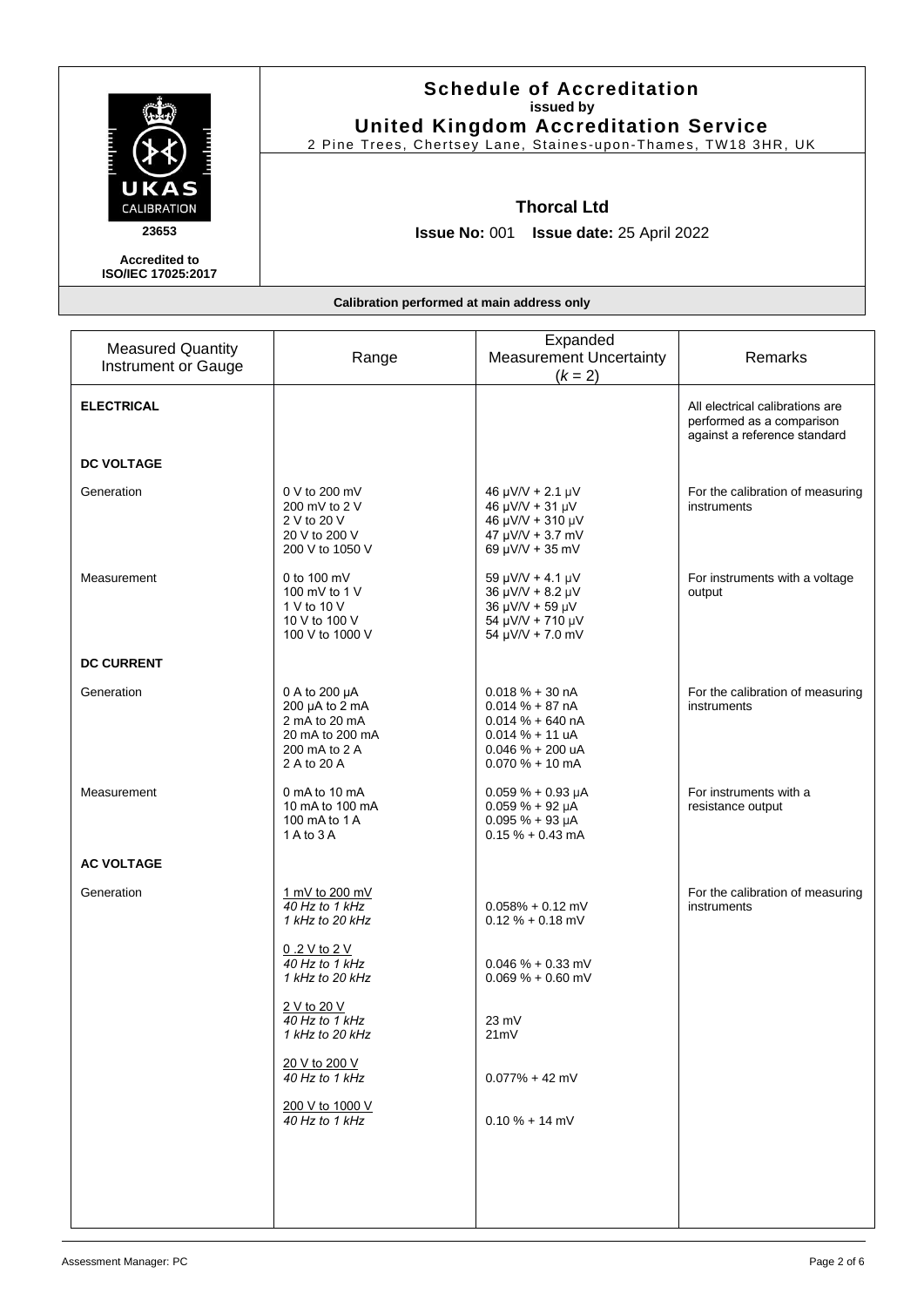# Schedule of Accreditation
**issued by**
**United Kingdom Accreditation Service**
2 Pine Trees, Chertsey Lane, Staines-upon-Thames, TW18 3HR, UK

UKAS CALIBRATION
23653
**Accredited to ISO/IEC 17025:2017**

## Thorcal Ltd

**Issue No:** 001 **Issue date:** 25 April 2022

**Calibration performed at main address only**

| Measured Quantity Instrument or Gauge | Range | Expanded Measurement Uncertainty ($k$ = 2) | Remarks |
|---|---|---|---|
| **ELECTRICAL** | | | All electrical calibrations are performed as a comparison against a reference standard |
| **DC VOLTAGE** | | | |
| Generation | 0 V to 200 mV<br>200 mV to 2 V<br>2 V to 20 V<br>20 V to 200 V<br>200 V to 1050 V | 46 µV/V + 2.1 µV<br>46 µV/V + 31 µV<br>46 µV/V + 310 µV<br>47 µV/V + 3.7 mV<br>69 µV/V + 35 mV | For the calibration of measuring instruments |
| Measurement | 0 to 100 mV<br>100 mV to 1 V<br>1 V to 10 V<br>10 V to 100 V<br>100 V to 1000 V | 59 µV/V + 4.1 µV<br>36 µV/V + 8.2 µV<br>36 µV/V + 59 µV<br>54 µV/V + 710 µV<br>54 µV/V + 7.0 mV | For instruments with a voltage output |
| **DC CURRENT** | | | |
| Generation | 0 A to 200 µA<br>200 µA to 2 mA<br>2 mA to 20 mA<br>20 mA to 200 mA<br>200 mA to 2 A<br>2 A to 20 A | 0.018 % + 30 nA<br>0.014 % + 87 nA<br>0.014 % + 640 nA<br>0.014 % + 11 uA<br>0.046 % + 200 uA<br>0.070 % + 10 mA | For the calibration of measuring instruments |
| Measurement | 0 mA to 10 mA<br>10 mA to 100 mA<br>100 mA to 1 A<br>1 A to 3 A | 0.059 % + 0.93 µA<br>0.059 % + 92 µA<br>0.095 % + 93 µA<br>0.15 % + 0.43 mA | For instruments with a resistance output |
| **AC VOLTAGE** | | | |
| Generation | <u>1 mV to 200 mV</u><br>*40 Hz to 1 kHz*<br>*1 kHz to 20 kHz* | <br>0.058% + 0.12 mV<br>0.12 % + 0.18 mV | For the calibration of measuring instruments |
| | <u>0 .2 V to 2 V</u><br>*40 Hz to 1 kHz*<br>*1 kHz to 20 kHz* | <br>0.046 % + 0.33 mV<br>0.069 % + 0.60 mV | |
| | <u>2 V to 20 V</u><br>*40 Hz to 1 kHz*<br>*1 kHz to 20 kHz* | <br>23 mV<br>21mV | |
| | <u>20 V to 200 V</u><br>*40 Hz to 1 kHz* | <br>0.077% + 42 mV | |
| | <u>200 V to 1000 V</u><br>*40 Hz to 1 kHz* | <br>0.10 % + 14 mV | |

Assessment Manager: PC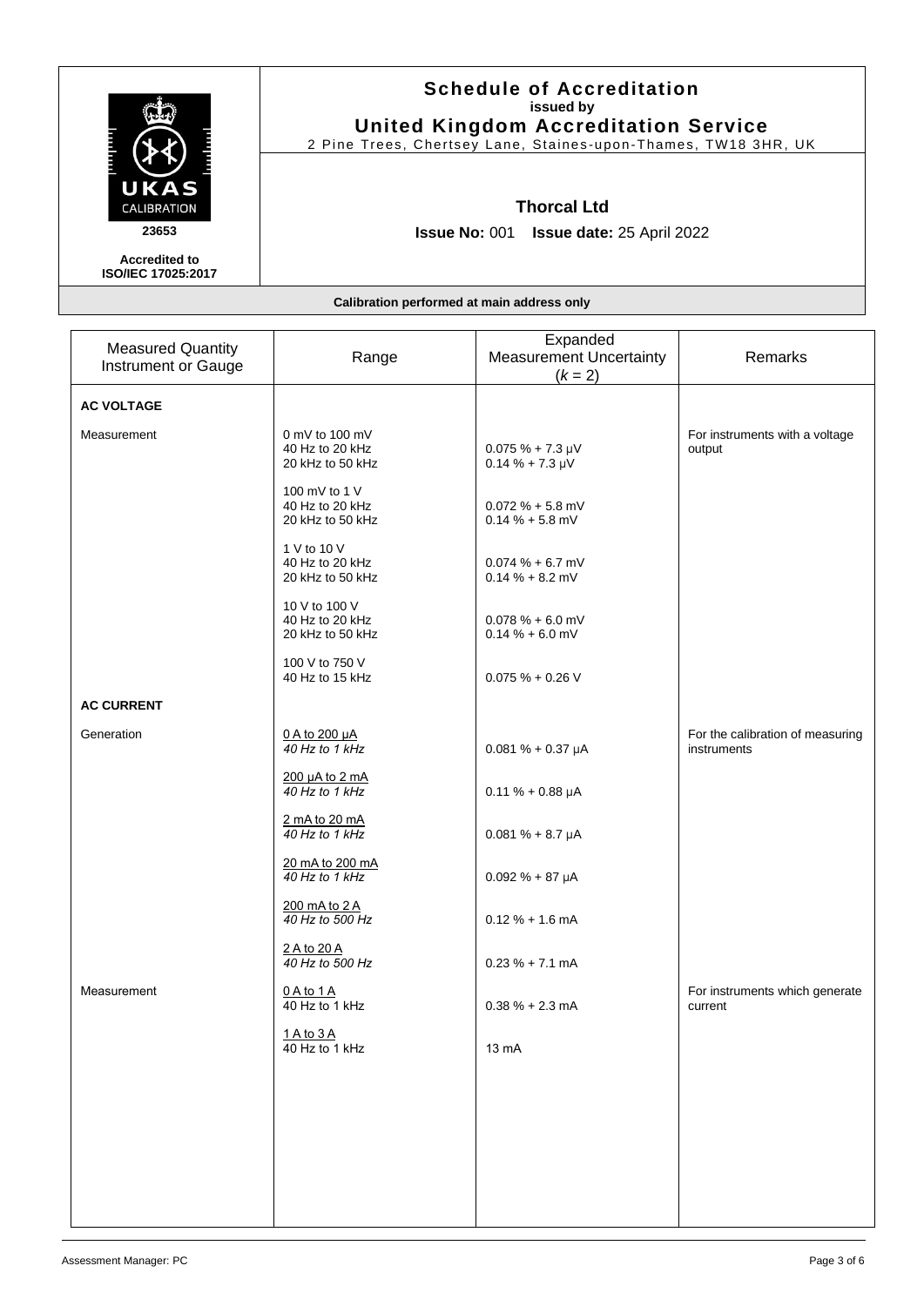# Schedule of Accreditation

**issued by**

**United Kingdom Accreditation Service**

2 Pine Trees, Chertsey Lane, Staines-upon-Thames, TW18 3HR, UK

UKAS CALIBRATION

23653

**Accredited to ISO/IEC 17025:2017**

## Thorcal Ltd

**Issue No:** 001 **Issue date:** 25 April 2022

**Calibration performed at main address only**

| Measured Quantity Instrument or Gauge | Range | Expanded Measurement Uncertainty ($k$ = 2) | Remarks |
|---|---|---|---|
| **AC VOLTAGE** | | | |
| Measurement | 0 mV to 100 mV | | For instruments with a voltage output |
| | 40 Hz to 20 kHz | 0.075 % + 7.3 µV | |
| | 20 kHz to 50 kHz | 0.14 % + 7.3 µV | |
| | 100 mV to 1 V | | |
| | 40 Hz to 20 kHz | 0.072 % + 5.8 mV | |
| | 20 kHz to 50 kHz | 0.14 % + 5.8 mV | |
| | 1 V to 10 V | | |
| | 40 Hz to 20 kHz | 0.074 % + 6.7 mV | |
| | 20 kHz to 50 kHz | 0.14 % + 8.2 mV | |
| | 10 V to 100 V | | |
| | 40 Hz to 20 kHz | 0.078 % + 6.0 mV | |
| | 20 kHz to 50 kHz | 0.14 % + 6.0 mV | |
| | 100 V to 750 V | | |
| | 40 Hz to 15 kHz | 0.075 % + 0.26 V | |
| **AC CURRENT** | | | |
| Generation | 0 A to 200 µA | | For the calibration of measuring instruments |
| | *40 Hz to 1 kHz* | 0.081 % + 0.37 µA | |
| | 200 µA to 2 mA | | |
| | *40 Hz to 1 kHz* | 0.11 % + 0.88 µA | |
| | 2 mA to 20 mA | | |
| | *40 Hz to 1 kHz* | 0.081 % + 8.7 µA | |
| | 20 mA to 200 mA | | |
| | *40 Hz to 1 kHz* | 0.092 % + 87 µA | |
| | 200 mA to 2 A | | |
| | *40 Hz to 500 Hz* | 0.12 % + 1.6 mA | |
| | 2 A to 20 A | | |
| | *40 Hz to 500 Hz* | 0.23 % + 7.1 mA | |
| Measurement | 0 A to 1 A | | For instruments which generate current |
| | 40 Hz to 1 kHz | 0.38 % + 2.3 mA | |
| | 1 A to 3 A | | |
| | 40 Hz to 1 kHz | 13 mA | |

Assessment Manager: PC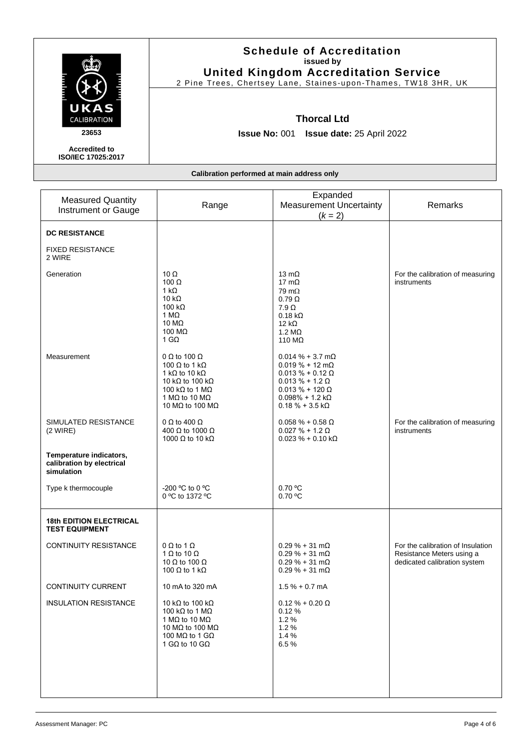# Schedule of Accreditation
**issued by**
# United Kingdom Accreditation Service

2 Pine Trees, Chertsey Lane, Staines-upon-Thames, TW18 3HR, UK

UKAS CALIBRATION

**23653**

**Accredited to ISO/IEC 17025:2017**

## Thorcal Ltd

**Issue No:** 001 **Issue date:** 25 April 2022

**Calibration performed at main address only**

| Measured Quantity Instrument or Gauge | Range | Expanded Measurement Uncertainty ($k$ = 2) | Remarks |
|---|---|---|---|
| **DC RESISTANCE** | | | |
| FIXED RESISTANCE 2 WIRE | | | |
| Generation | 10 Ω<br>100 Ω<br>1 kΩ<br>10 kΩ<br>100 kΩ<br>1 MΩ<br>10 MΩ<br>100 MΩ<br>1 GΩ | 13 mΩ<br>17 mΩ<br>79 mΩ<br>0.79 Ω<br>7.9 Ω<br>0.18 kΩ<br>12 kΩ<br>1.2 MΩ<br>110 MΩ | For the calibration of measuring instruments |
| Measurement | 0 Ω to 100 Ω<br>100 Ω to 1 kΩ<br>1 kΩ to 10 kΩ<br>10 kΩ to 100 kΩ<br>100 kΩ to 1 MΩ<br>1 MΩ to 10 MΩ<br>10 MΩ to 100 MΩ | 0.014 % + 3.7 mΩ<br>0.019 % + 12 mΩ<br>0.013 % + 0.12 Ω<br>0.013 % + 1.2 Ω<br>0.013 % + 120 Ω<br>0.098% + 1.2 kΩ<br>0.18 % + 3.5 kΩ | |
| SIMULATED RESISTANCE (2 WIRE) | 0 Ω to 400 Ω<br>400 Ω to 1000 Ω<br>1000 Ω to 10 kΩ | 0.058 % + 0.58 Ω<br>0.027 % + 1.2 Ω<br>0.023 % + 0.10 kΩ | For the calibration of measuring instruments |
| **Temperature indicators, calibration by electrical simulation** | | | |
| Type k thermocouple | -200 ºC to 0 ºC<br>0 ºC to 1372 ºC | 0.70 ºC<br>0.70 ºC | |
| **18th EDITION ELECTRICAL TEST EQUIPMENT** | | | |
| CONTINUITY RESISTANCE | 0 Ω to 1 Ω<br>1 Ω to 10 Ω<br>10 Ω to 100 Ω<br>100 Ω to 1 kΩ | 0.29 % + 31 mΩ<br>0.29 % + 31 mΩ<br>0.29 % + 31 mΩ<br>0.29 % + 31 mΩ | For the calibration of Insulation Resistance Meters using a dedicated calibration system |
| CONTINUITY CURRENT | 10 mA to 320 mA | 1.5 % + 0.7 mA | |
| INSULATION RESISTANCE | 10 kΩ to 100 kΩ<br>100 kΩ to 1 MΩ<br>1 MΩ to 10 MΩ<br>10 MΩ to 100 MΩ<br>100 MΩ to 1 GΩ<br>1 GΩ to 10 GΩ | 0.12 % + 0.20 Ω<br>0.12 %<br>1.2 %<br>1.2 %<br>1.4 %<br>6.5 % | |

Assessment Manager: PC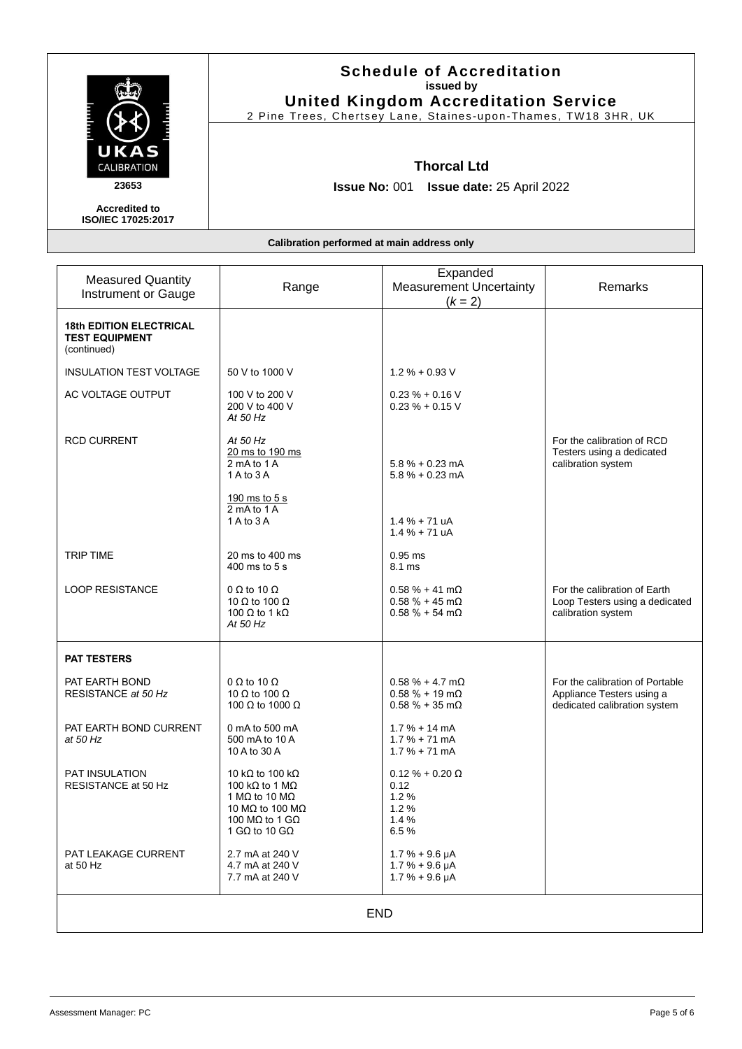# Schedule of Accreditation

issued by

**United Kingdom Accreditation Service**

2 Pine Trees, Chertsey Lane, Staines-upon-Thames, TW18 3HR, UK

UKAS CALIBRATION

23653

**Accredited to ISO/IEC 17025:2017**

## Thorcal Ltd

**Issue No:** 001 **Issue date:** 25 April 2022

**Calibration performed at main address only**

| Measured Quantity Instrument or Gauge | Range | Expanded Measurement Uncertainty ($k$ = 2) | Remarks |
|---|---|---|---|
| **18th EDITION ELECTRICAL TEST EQUIPMENT** (continued) | | | |
| INSULATION TEST VOLTAGE | 50 V to 1000 V | 1.2 % + 0.93 V | |
| AC VOLTAGE OUTPUT | 100 V to 200 V<br>200 V to 400 V<br>*At 50 Hz* | 0.23 % + 0.16 V<br>0.23 % + 0.15 V | |
| RCD CURRENT | *At 50 Hz*<br>20 ms to 190 ms<br>2 mA to 1 A<br>1 A to 3 A | 5.8 % + 0.23 mA<br>5.8 % + 0.23 mA | For the calibration of RCD Testers using a dedicated calibration system |
| | 190 ms to 5 s<br>2 mA to 1 A<br>1 A to 3 A | 1.4 % + 71 uA<br>1.4 % + 71 uA | |
| TRIP TIME | 20 ms to 400 ms<br>400 ms to 5 s | 0.95 ms<br>8.1 ms | |
| LOOP RESISTANCE | 0 Ω to 10 Ω<br>10 Ω to 100 Ω<br>100 Ω to 1 kΩ<br>*At 50 Hz* | 0.58 % + 41 mΩ<br>0.58 % + 45 mΩ<br>0.58 % + 54 mΩ | For the calibration of Earth Loop Testers using a dedicated calibration system |
| **PAT TESTERS** | | | |
| PAT EARTH BOND RESISTANCE *at 50 Hz* | 0 Ω to 10 Ω<br>10 Ω to 100 Ω<br>100 Ω to 1000 Ω | 0.58 % + 4.7 mΩ<br>0.58 % + 19 mΩ<br>0.58 % + 35 mΩ | For the calibration of Portable Appliance Testers using a dedicated calibration system |
| PAT EARTH BOND CURRENT *at 50 Hz* | 0 mA to 500 mA<br>500 mA to 10 A<br>10 A to 30 A | 1.7 % + 14 mA<br>1.7 % + 71 mA<br>1.7 % + 71 mA | |
| PAT INSULATION RESISTANCE at 50 Hz | 10 kΩ to 100 kΩ<br>100 kΩ to 1 MΩ<br>1 MΩ to 10 MΩ<br>10 MΩ to 100 MΩ<br>100 MΩ to 1 GΩ<br>1 GΩ to 10 GΩ | 0.12 % + 0.20 Ω<br>0.12<br>1.2 %<br>1.2 %<br>1.4 %<br>6.5 % | |
| PAT LEAKAGE CURRENT at 50 Hz | 2.7 mA at 240 V<br>4.7 mA at 240 V<br>7.7 mA at 240 V | 1.7 % + 9.6 µA<br>1.7 % + 9.6 µA<br>1.7 % + 9.6 µA | |

END

Assessment Manager: PC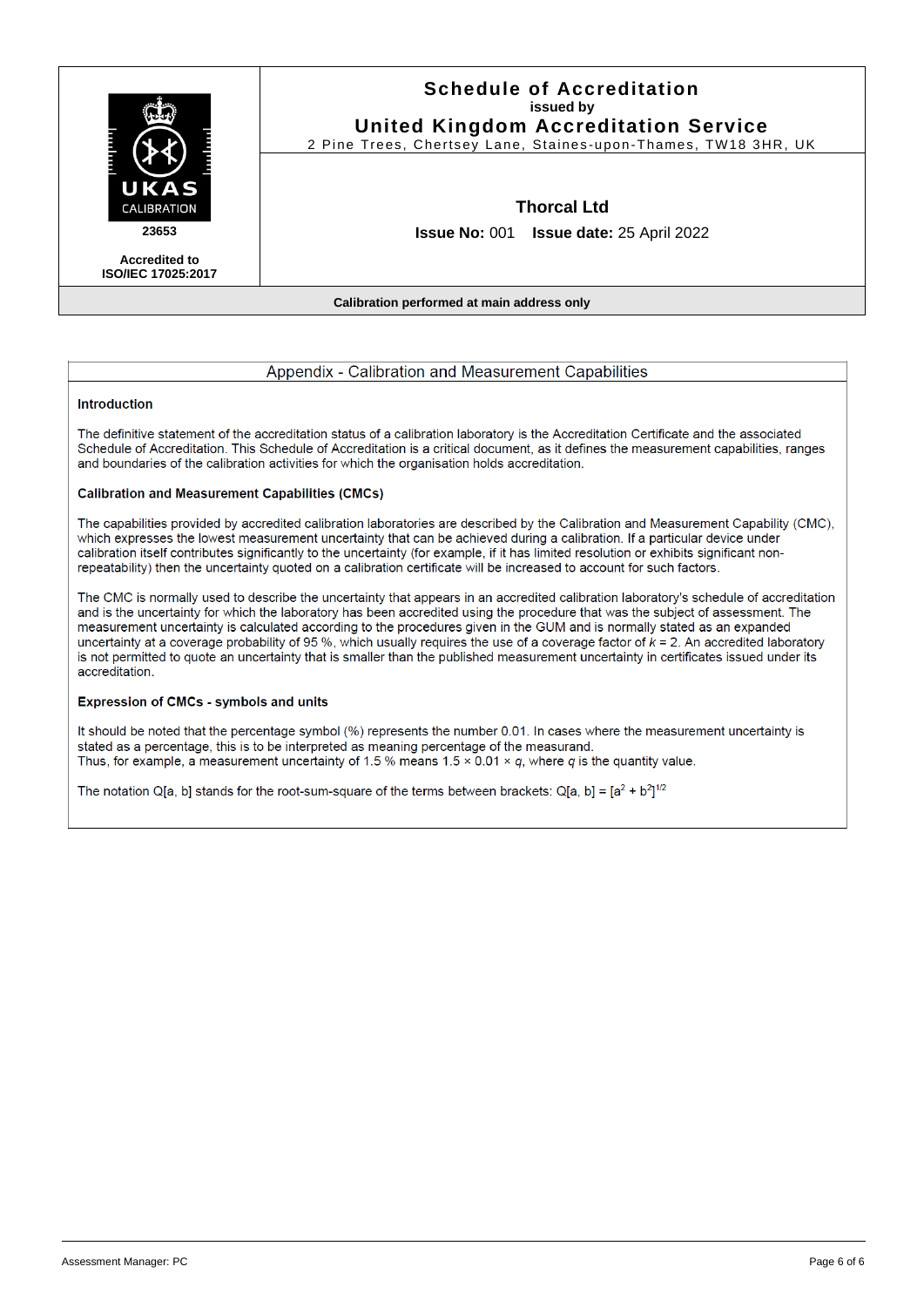| | |
|---|---|
| UKAS CALIBRATION 23653 Accredited to ISO/IEC 17025:2017 | **Schedule of Accreditation** issued by **United Kingdom Accreditation Service** 2 Pine Trees, Chertsey Lane, Staines-upon-Thames, TW18 3HR, UK |
| | **Thorcal Ltd** **Issue No:** 001 **Issue date:** 25 April 2022 |

**Calibration performed at main address only**

## Appendix - Calibration and Measurement Capabilities

### Introduction

The definitive statement of the accreditation status of a calibration laboratory is the Accreditation Certificate and the associated Schedule of Accreditation. This Schedule of Accreditation is a critical document, as it defines the measurement capabilities, ranges and boundaries of the calibration activities for which the organisation holds accreditation.

### Calibration and Measurement Capabilities (CMCs)

The capabilities provided by accredited calibration laboratories are described by the Calibration and Measurement Capability (CMC), which expresses the lowest measurement uncertainty that can be achieved during a calibration. If a particular device under calibration itself contributes significantly to the uncertainty (for example, if it has limited resolution or exhibits significant non-repeatability) then the uncertainty quoted on a calibration certificate will be increased to account for such factors.

The CMC is normally used to describe the uncertainty that appears in an accredited calibration laboratory's schedule of accreditation and is the uncertainty for which the laboratory has been accredited using the procedure that was the subject of assessment. The measurement uncertainty is calculated according to the procedures given in the GUM and is normally stated as an expanded uncertainty at a coverage probability of 95 %, which usually requires the use of a coverage factor of $k = 2$. An accredited laboratory is not permitted to quote an uncertainty that is smaller than the published measurement uncertainty in certificates issued under its accreditation.

### Expression of CMCs - symbols and units

It should be noted that the percentage symbol (%) represents the number 0.01. In cases where the measurement uncertainty is stated as a percentage, this is to be interpreted as meaning percentage of the measurand.
Thus, for example, a measurement uncertainty of 1.5 % means $1.5 \times 0.01 \times q$, where $q$ is the quantity value.

The notation Q[a, b] stands for the root-sum-square of the terms between brackets: $Q[a, b] = [a^2 + b^2]^{1/2}$

Assessment Manager: PC